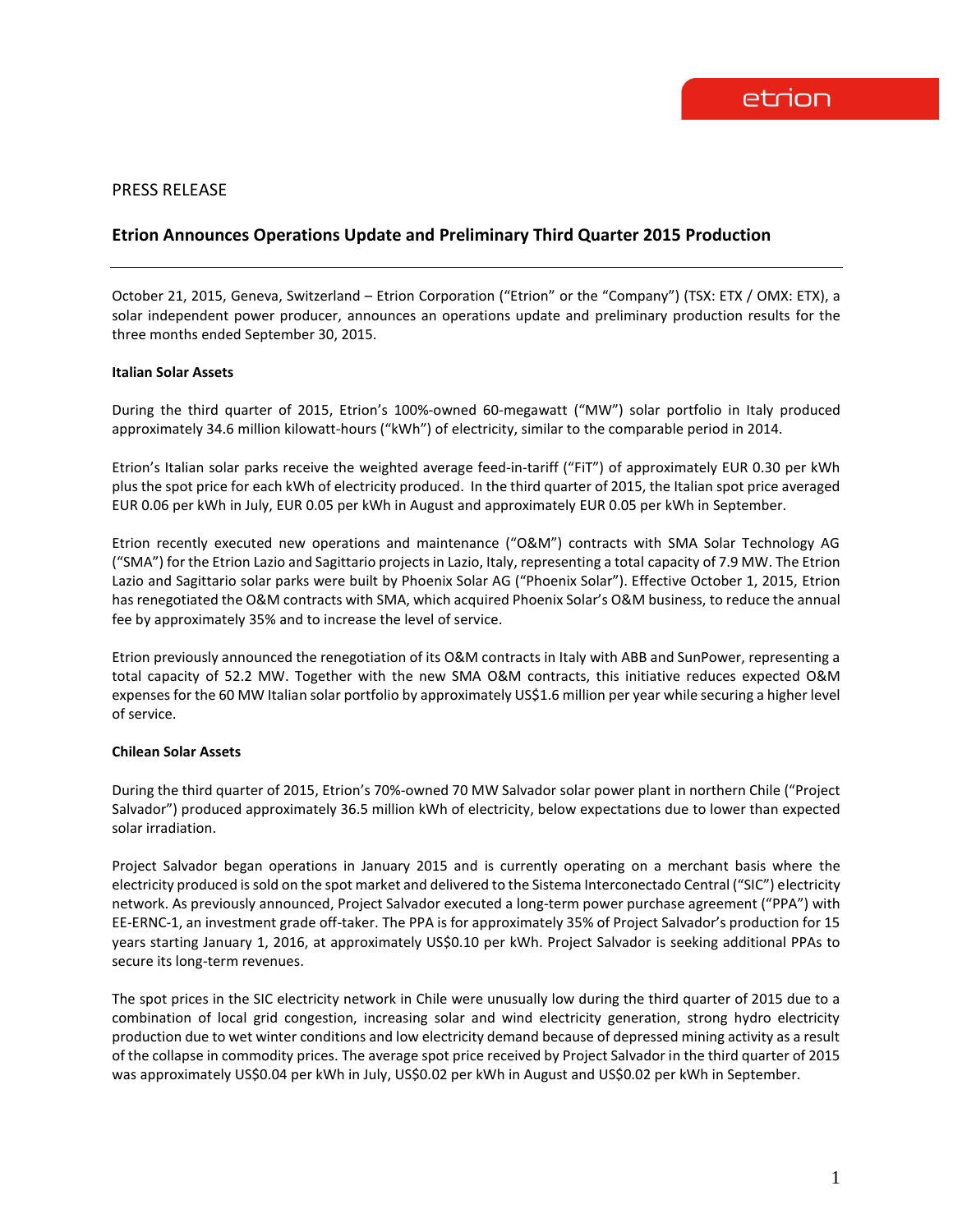PRESS RELEASE

# Etrion Announces Operations Update and Preliminary Third Quarter 2015 Production

---

October 21, 2015, Geneva, Switzerland – Etrion Corporation ("Etrion" or the "Company") (TSX: ETX / OMX: ETX), a solar independent power producer, announces an operations update and preliminary production results for the three months ended September 30, 2015.

**Italian Solar Assets**

During the third quarter of 2015, Etrion's 100%-owned 60-megawatt ("MW") solar portfolio in Italy produced approximately 34.6 million kilowatt-hours ("kWh") of electricity, similar to the comparable period in 2014.

Etrion's Italian solar parks receive the weighted average feed-in-tariff ("FiT") of approximately EUR 0.30 per kWh plus the spot price for each kWh of electricity produced. In the third quarter of 2015, the Italian spot price averaged EUR 0.06 per kWh in July, EUR 0.05 per kWh in August and approximately EUR 0.05 per kWh in September.

Etrion recently executed new operations and maintenance ("O&M") contracts with SMA Solar Technology AG ("SMA") for the Etrion Lazio and Sagittario projects in Lazio, Italy, representing a total capacity of 7.9 MW. The Etrion Lazio and Sagittario solar parks were built by Phoenix Solar AG ("Phoenix Solar"). Effective October 1, 2015, Etrion has renegotiated the O&M contracts with SMA, which acquired Phoenix Solar's O&M business, to reduce the annual fee by approximately 35% and to increase the level of service.

Etrion previously announced the renegotiation of its O&M contracts in Italy with ABB and SunPower, representing a total capacity of 52.2 MW. Together with the new SMA O&M contracts, this initiative reduces expected O&M expenses for the 60 MW Italian solar portfolio by approximately US$1.6 million per year while securing a higher level of service.

**Chilean Solar Assets**

During the third quarter of 2015, Etrion's 70%-owned 70 MW Salvador solar power plant in northern Chile ("Project Salvador") produced approximately 36.5 million kWh of electricity, below expectations due to lower than expected solar irradiation.

Project Salvador began operations in January 2015 and is currently operating on a merchant basis where the electricity produced is sold on the spot market and delivered to the Sistema Interconectado Central ("SIC") electricity network. As previously announced, Project Salvador executed a long-term power purchase agreement ("PPA") with EE-ERNC-1, an investment grade off-taker. The PPA is for approximately 35% of Project Salvador's production for 15 years starting January 1, 2016, at approximately US$0.10 per kWh. Project Salvador is seeking additional PPAs to secure its long-term revenues.

The spot prices in the SIC electricity network in Chile were unusually low during the third quarter of 2015 due to a combination of local grid congestion, increasing solar and wind electricity generation, strong hydro electricity production due to wet winter conditions and low electricity demand because of depressed mining activity as a result of the collapse in commodity prices. The average spot price received by Project Salvador in the third quarter of 2015 was approximately US$0.04 per kWh in July, US$0.02 per kWh in August and US$0.02 per kWh in September.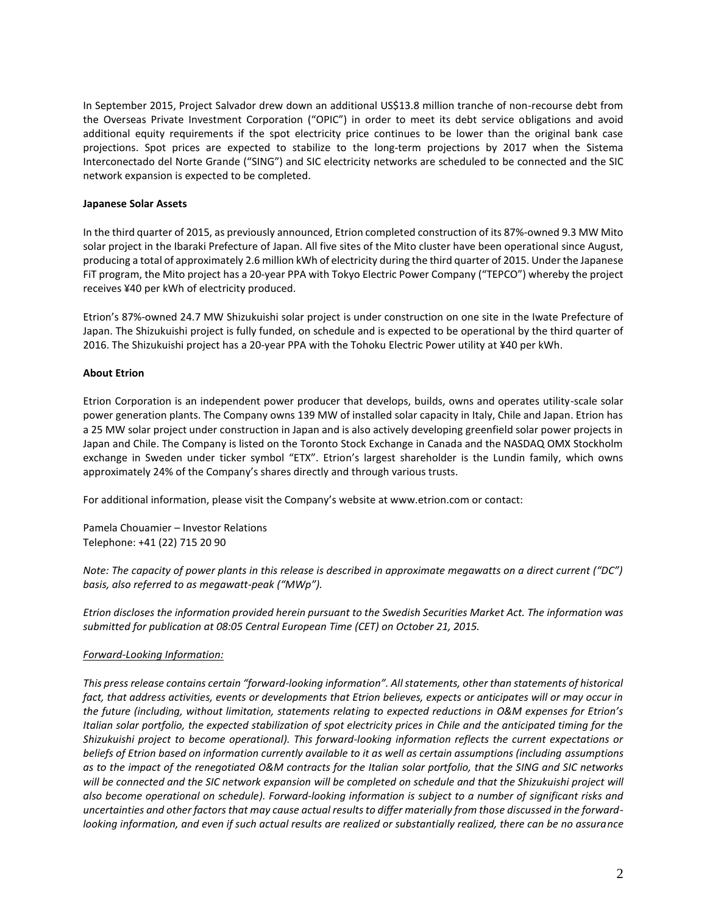In September 2015, Project Salvador drew down an additional US$13.8 million tranche of non-recourse debt from the Overseas Private Investment Corporation ("OPIC") in order to meet its debt service obligations and avoid additional equity requirements if the spot electricity price continues to be lower than the original bank case projections. Spot prices are expected to stabilize to the long-term projections by 2017 when the Sistema Interconectado del Norte Grande ("SING") and SIC electricity networks are scheduled to be connected and the SIC network expansion is expected to be completed.

**Japanese Solar Assets**

In the third quarter of 2015, as previously announced, Etrion completed construction of its 87%-owned 9.3 MW Mito solar project in the Ibaraki Prefecture of Japan. All five sites of the Mito cluster have been operational since August, producing a total of approximately 2.6 million kWh of electricity during the third quarter of 2015. Under the Japanese FiT program, the Mito project has a 20-year PPA with Tokyo Electric Power Company ("TEPCO") whereby the project receives ¥40 per kWh of electricity produced.

Etrion's 87%-owned 24.7 MW Shizukuishi solar project is under construction on one site in the Iwate Prefecture of Japan. The Shizukuishi project is fully funded, on schedule and is expected to be operational by the third quarter of 2016. The Shizukuishi project has a 20-year PPA with the Tohoku Electric Power utility at ¥40 per kWh.

**About Etrion**

Etrion Corporation is an independent power producer that develops, builds, owns and operates utility-scale solar power generation plants. The Company owns 139 MW of installed solar capacity in Italy, Chile and Japan. Etrion has a 25 MW solar project under construction in Japan and is also actively developing greenfield solar power projects in Japan and Chile. The Company is listed on the Toronto Stock Exchange in Canada and the NASDAQ OMX Stockholm exchange in Sweden under ticker symbol "ETX". Etrion's largest shareholder is the Lundin family, which owns approximately 24% of the Company's shares directly and through various trusts.

For additional information, please visit the Company's website at www.etrion.com or contact:

Pamela Chouamier – Investor Relations
Telephone: +41 (22) 715 20 90

*Note: The capacity of power plants in this release is described in approximate megawatts on a direct current ("DC") basis, also referred to as megawatt-peak ("MWp").*

*Etrion discloses the information provided herein pursuant to the Swedish Securities Market Act. The information was submitted for publication at 08:05 Central European Time (CET) on October 21, 2015.*

*Forward-Looking Information:*

*This press release contains certain "forward-looking information". All statements, other than statements of historical fact, that address activities, events or developments that Etrion believes, expects or anticipates will or may occur in the future (including, without limitation, statements relating to expected reductions in O&M expenses for Etrion's Italian solar portfolio, the expected stabilization of spot electricity prices in Chile and the anticipated timing for the Shizukuishi project to become operational). This forward-looking information reflects the current expectations or beliefs of Etrion based on information currently available to it as well as certain assumptions (including assumptions as to the impact of the renegotiated O&M contracts for the Italian solar portfolio, that the SING and SIC networks will be connected and the SIC network expansion will be completed on schedule and that the Shizukuishi project will also become operational on schedule). Forward-looking information is subject to a number of significant risks and uncertainties and other factors that may cause actual results to differ materially from those discussed in the forward-looking information, and even if such actual results are realized or substantially realized, there can be no assurance*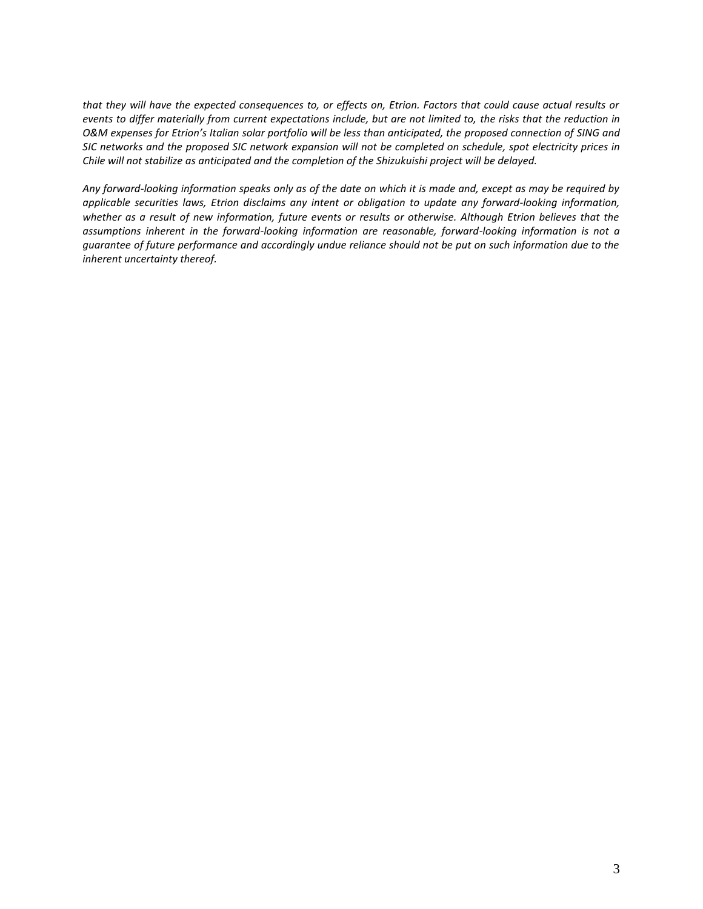*that they will have the expected consequences to, or effects on, Etrion. Factors that could cause actual results or events to differ materially from current expectations include, but are not limited to, the risks that the reduction in O&M expenses for Etrion's Italian solar portfolio will be less than anticipated, the proposed connection of SING and SIC networks and the proposed SIC network expansion will not be completed on schedule, spot electricity prices in Chile will not stabilize as anticipated and the completion of the Shizukuishi project will be delayed.*

*Any forward-looking information speaks only as of the date on which it is made and, except as may be required by applicable securities laws, Etrion disclaims any intent or obligation to update any forward-looking information, whether as a result of new information, future events or results or otherwise. Although Etrion believes that the assumptions inherent in the forward-looking information are reasonable, forward-looking information is not a guarantee of future performance and accordingly undue reliance should not be put on such information due to the inherent uncertainty thereof.*